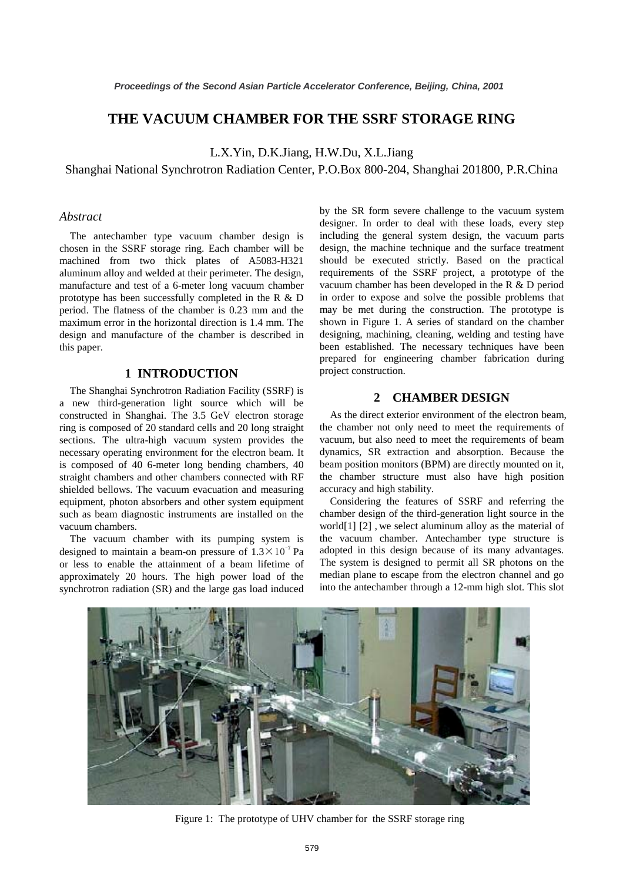# THE VACUUM CHAMBER FOR THE SSRF STORAGE RING

L.X.Yin, D.K.Jiang, H.W.Du, X.L.Jiang

Shanghai National Synchrotron Radiation Center, P.O.Box 800-204, Shanghai 201800, P.R.China

## *Abstract*

The antechamber type vacuum chamber design is chosen in the SSRF storage ring. Each chamber will be machined from two thick plates of A5083-H321 aluminum alloy and welded at their perimeter. The design, manufacture and test of a 6-meter long vacuum chamber prototype has been successfully completed in the R & D period. The flatness of the chamber is 0.23 mm and the maximum error in the horizontal direction is 1.4 mm. The design and manufacture of the chamber is described in this paper.

## 1 INTRODUCTION

The Shanghai Synchrotron Radiation Facility (SSRF) is a new third-generation light source which will be constructed in Shanghai. The 3.5 GeV electron storage ring is composed of 20 standard cells and 20 long straight sections. The ultra-high vacuum system provides the necessary operating environment for the electron beam. It is composed of 40 6-meter long bending chambers, 40 straight chambers and other chambers connected with RF shielded bellows. The vacuum evacuation and measuring equipment, photon absorbers and other system equipment such as beam diagnostic instruments are installed on the vacuum chambers.

The vacuum chamber with its pumping system is designed to maintain a beam-on pressure of $1.3\times10^{-7}$ Pa or less to enable the attainment of a beam lifetime of approximately 20 hours. The high power load of the synchrotron radiation (SR) and the large gas load induced by the SR form severe challenge to the vacuum system designer. In order to deal with these loads, every step including the general system design, the vacuum parts design, the machine technique and the surface treatment should be executed strictly. Based on the practical requirements of the SSRF project, a prototype of the vacuum chamber has been developed in the R & D period in order to expose and solve the possible problems that may be met during the construction. The prototype is shown in Figure 1. A series of standard on the chamber designing, machining, cleaning, welding and testing have been established. The necessary techniques have been prepared for engineering chamber fabrication during project construction.

## 2 CHAMBER DESIGN

As the direct exterior environment of the electron beam, the chamber not only need to meet the requirements of vacuum, but also need to meet the requirements of beam dynamics, SR extraction and absorption. Because the beam position monitors (BPM) are directly mounted on it, the chamber structure must also have high position accuracy and high stability.

Considering the features of SSRF and referring the chamber design of the third-generation light source in the world[1] [2] , we select aluminum alloy as the material of the vacuum chamber. Antechamber type structure is adopted in this design because of its many advantages. The system is designed to permit all SR photons on the median plane to escape from the electron channel and go into the antechamber through a 12-mm high slot. This slot

Figure 1: The prototype of UHV chamber for the SSRF storage ring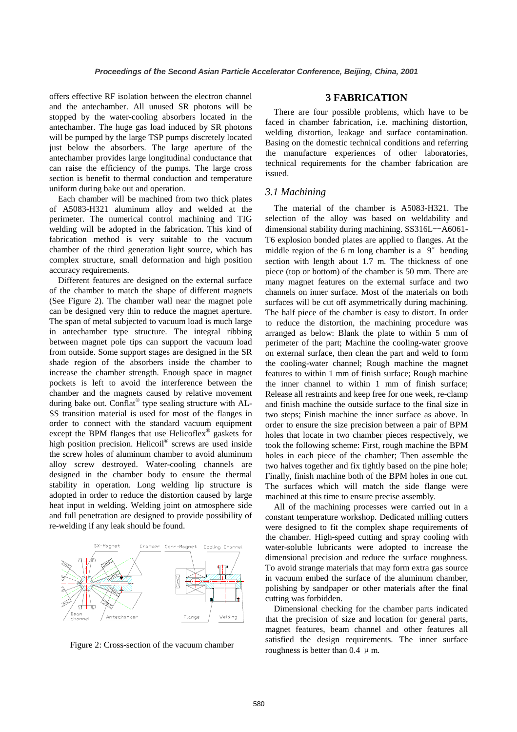offers effective RF isolation between the electron channel and the antechamber. All unused SR photons will be stopped by the water-cooling absorbers located in the antechamber. The huge gas load induced by SR photons will be pumped by the large TSP pumps discretely located just below the absorbers. The large aperture of the antechamber provides large longitudinal conductance that can raise the efficiency of the pumps. The large cross section is benefit to thermal conduction and temperature uniform during bake out and operation.

Each chamber will be machined from two thick plates of A5083-H321 aluminum alloy and welded at the perimeter. The numerical control machining and TIG welding will be adopted in the fabrication. This kind of fabrication method is very suitable to the vacuum chamber of the third generation light source, which has complex structure, small deformation and high position accuracy requirements.

Different features are designed on the external surface of the chamber to match the shape of different magnets (See Figure 2). The chamber wall near the magnet pole can be designed very thin to reduce the magnet aperture. The span of metal subjected to vacuum load is much large in antechamber type structure. The integral ribbing between magnet pole tips can support the vacuum load from outside. Some support stages are designed in the SR shade region of the absorbers inside the chamber to increase the chamber strength. Enough space in magnet pockets is left to avoid the interference between the chamber and the magnets caused by relative movement during bake out. Conflat® type sealing structure with AL-SS transition material is used for most of the flanges in order to connect with the standard vacuum equipment except the BPM flanges that use Helicoflex® gaskets for high position precision. Helicoil® screws are used inside the screw holes of aluminum chamber to avoid aluminum alloy screw destroyed. Water-cooling channels are designed in the chamber body to ensure the thermal stability in operation. Long welding lip structure is adopted in order to reduce the distortion caused by large heat input in welding. Welding joint on atmosphere side and full penetration are designed to provide possibility of re-welding if any leak should be found.

SX-Magnet
Chamber
Corr-Magnet
Cooling Channel
Beam channel
Antechamber
Flange
Welding

Figure 2: Cross-section of the vacuum chamber

## 3 FABRICATION

There are four possible problems, which have to be faced in chamber fabrication, i.e. machining distortion, welding distortion, leakage and surface contamination. Basing on the domestic technical conditions and referring the manufacture experiences of other laboratories, technical requirements for the chamber fabrication are issued.

### *3.1 Machining*

The material of the chamber is A5083-H321. The selection of the alloy was based on weldability and dimensional stability during machining. SS316L−−A6061-T6 explosion bonded plates are applied to flanges. At the middle region of the 6 m long chamber is a 9° bending section with length about 1.7 m. The thickness of one piece (top or bottom) of the chamber is 50 mm. There are many magnet features on the external surface and two channels on inner surface. Most of the materials on both surfaces will be cut off asymmetrically during machining. The half piece of the chamber is easy to distort. In order to reduce the distortion, the machining procedure was arranged as below: Blank the plate to within 5 mm of perimeter of the part; Machine the cooling-water groove on external surface, then clean the part and weld to form the cooling-water channel; Rough machine the magnet features to within 1 mm of finish surface; Rough machine the inner channel to within 1 mm of finish surface; Release all restraints and keep free for one week, re-clamp and finish machine the outside surface to the final size in two steps; Finish machine the inner surface as above. In order to ensure the size precision between a pair of BPM holes that locate in two chamber pieces respectively, we took the following scheme: First, rough machine the BPM holes in each piece of the chamber; Then assemble the two halves together and fix tightly based on the pine hole; Finally, finish machine both of the BPM holes in one cut. The surfaces which will match the side flange were machined at this time to ensure precise assembly.

All of the machining processes were carried out in a constant temperature workshop. Dedicated milling cutters were designed to fit the complex shape requirements of the chamber. High-speed cutting and spray cooling with water-soluble lubricants were adopted to increase the dimensional precision and reduce the surface roughness. To avoid strange materials that may form extra gas source in vacuum embed the surface of the aluminum chamber, polishing by sandpaper or other materials after the final cutting was forbidden.

Dimensional checking for the chamber parts indicated that the precision of size and location for general parts, magnet features, beam channel and other features all satisfied the design requirements. The inner surface roughness is better than 0.4 μ m.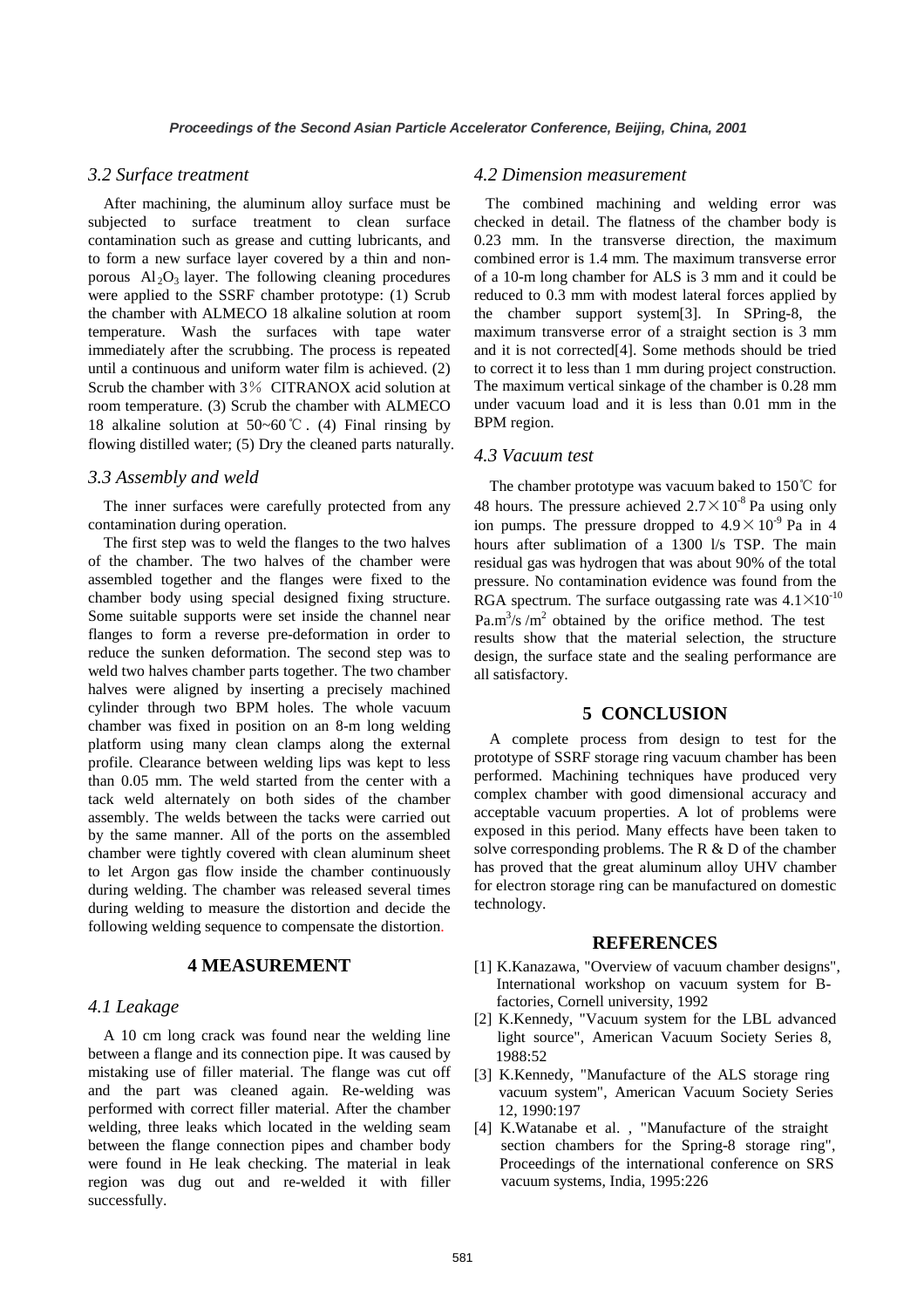### 3.2 Surface treatment

After machining, the aluminum alloy surface must be subjected to surface treatment to clean surface contamination such as grease and cutting lubricants, and to form a new surface layer covered by a thin and non-porous $Al_2O_3$ layer. The following cleaning procedures were applied to the SSRF chamber prototype: (1) Scrub the chamber with ALMECO 18 alkaline solution at room temperature. Wash the surfaces with tape water immediately after the scrubbing. The process is repeated until a continuous and uniform water film is achieved. (2) Scrub the chamber with 3% CITRANOX acid solution at room temperature. (3) Scrub the chamber with ALMECO 18 alkaline solution at 50~60℃. (4) Final rinsing by flowing distilled water; (5) Dry the cleaned parts naturally.

### 3.3 Assembly and weld

The inner surfaces were carefully protected from any contamination during operation.

The first step was to weld the flanges to the two halves of the chamber. The two halves of the chamber were assembled together and the flanges were fixed to the chamber body using special designed fixing structure. Some suitable supports were set inside the channel near flanges to form a reverse pre-deformation in order to reduce the sunken deformation. The second step was to weld two halves chamber parts together. The two chamber halves were aligned by inserting a precisely machined cylinder through two BPM holes. The whole vacuum chamber was fixed in position on an 8-m long welding platform using many clean clamps along the external profile. Clearance between welding lips was kept to less than 0.05 mm. The weld started from the center with a tack weld alternately on both sides of the chamber assembly. The welds between the tacks were carried out by the same manner. All of the ports on the assembled chamber were tightly covered with clean aluminum sheet to let Argon gas flow inside the chamber continuously during welding. The chamber was released several times during welding to measure the distortion and decide the following welding sequence to compensate the distortion.

## 4 MEASUREMENT

### 4.1 Leakage

A 10 cm long crack was found near the welding line between a flange and its connection pipe. It was caused by mistaking use of filler material. The flange was cut off and the part was cleaned again. Re-welding was performed with correct filler material. After the chamber welding, three leaks which located in the welding seam between the flange connection pipes and chamber body were found in He leak checking. The material in leak region was dug out and re-welded it with filler successfully.

### 4.2 Dimension measurement

The combined machining and welding error was checked in detail. The flatness of the chamber body is 0.23 mm. In the transverse direction, the maximum combined error is 1.4 mm. The maximum transverse error of a 10-m long chamber for ALS is 3 mm and it could be reduced to 0.3 mm with modest lateral forces applied by the chamber support system[3]. In SPring-8, the maximum transverse error of a straight section is 3 mm and it is not corrected[4]. Some methods should be tried to correct it to less than 1 mm during project construction. The maximum vertical sinkage of the chamber is 0.28 mm under vacuum load and it is less than 0.01 mm in the BPM region.

### 4.3 Vacuum test

The chamber prototype was vacuum baked to 150℃ for 48 hours. The pressure achieved $2.7\times10^{-8}$ Pa using only ion pumps. The pressure dropped to $4.9\times10^{-9}$ Pa in 4 hours after sublimation of a 1300 l/s TSP. The main residual gas was hydrogen that was about 90% of the total pressure. No contamination evidence was found from the RGA spectrum. The surface outgassing rate was $4.1\times10^{-10}$ $Pa.m^3/s/m^2$ obtained by the orifice method. The test results show that the material selection, the structure design, the surface state and the sealing performance are all satisfactory.

## 5 CONCLUSION

A complete process from design to test for the prototype of SSRF storage ring vacuum chamber has been performed. Machining techniques have produced very complex chamber with good dimensional accuracy and acceptable vacuum properties. A lot of problems were exposed in this period. Many effects have been taken to solve corresponding problems. The R & D of the chamber has proved that the great aluminum alloy UHV chamber for electron storage ring can be manufactured on domestic technology.

## REFERENCES

[1] K.Kanazawa, "Overview of vacuum chamber designs", International workshop on vacuum system for B-factories, Cornell university, 1992

[2] K.Kennedy, "Vacuum system for the LBL advanced light source", American Vacuum Society Series 8, 1988:52

[3] K.Kennedy, "Manufacture of the ALS storage ring vacuum system", American Vacuum Society Series 12, 1990:197

[4] K.Watanabe et al. , "Manufacture of the straight section chambers for the Spring-8 storage ring", Proceedings of the international conference on SRS vacuum systems, India, 1995:226